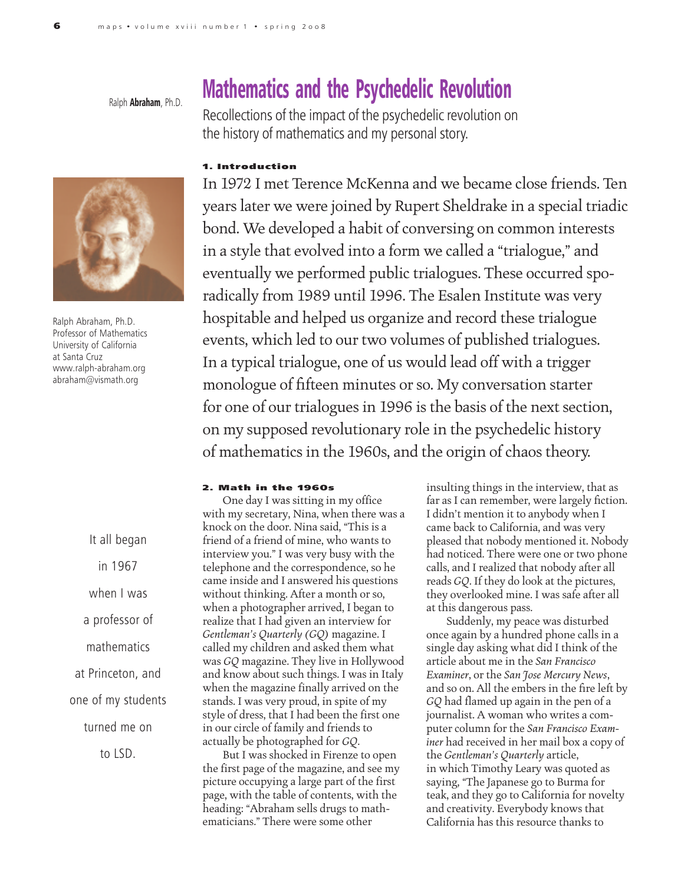Ralph **Abraham**, Ph.D.

# Mathematics and the Psychedelic Revolution

Recollections of the impact of the psychedelic revolution on the history of mathematics and my personal story.

Ralph Abraham, Ph.D.
Professor of Mathematics
University of California
at Santa Cruz
www.ralph-abraham.org
abraham@vismath.org

## 1. Introduction

In 1972 I met Terence McKenna and we became close friends. Ten years later we were joined by Rupert Sheldrake in a special triadic bond. We developed a habit of conversing on common interests in a style that evolved into a form we called a "trialogue," and eventually we performed public trialogues. These occurred sporadically from 1989 until 1996. The Esalen Institute was very hospitable and helped us organize and record these trialogue events, which led to our two volumes of published trialogues. In a typical trialogue, one of us would lead off with a trigger monologue of fifteen minutes or so. My conversation starter for one of our trialogues in 1996 is the basis of the next section, on my supposed revolutionary role in the psychedelic history of mathematics in the 1960s, and the origin of chaos theory.

## 2. Math in the 1960s

It all began in 1967 when I was a professor of mathematics at Princeton, and one of my students turned me on to LSD.

One day I was sitting in my office with my secretary, Nina, when there was a knock on the door. Nina said, "This is a friend of a friend of mine, who wants to interview you." I was very busy with the telephone and the correspondence, so he came inside and I answered his questions without thinking. After a month or so, when a photographer arrived, I began to realize that I had given an interview for *Gentleman's Quarterly (GQ)* magazine. I called my children and asked them what was *GQ* magazine. They live in Hollywood and know about such things. I was in Italy when the magazine finally arrived on the stands. I was very proud, in spite of my style of dress, that I had been the first one in our circle of family and friends to actually be photographed for *GQ*.

But I was shocked in Firenze to open the first page of the magazine, and see my picture occupying a large part of the first page, with the table of contents, with the heading: "Abraham sells drugs to mathematicians." There were some other insulting things in the interview, that as far as I can remember, were largely fiction. I didn't mention it to anybody when I came back to California, and was very pleased that nobody mentioned it. Nobody had noticed. There were one or two phone calls, and I realized that nobody after all reads *GQ*. If they do look at the pictures, they overlooked mine. I was safe after all at this dangerous pass.

Suddenly, my peace was disturbed once again by a hundred phone calls in a single day asking what did I think of the article about me in the *San Francisco Examiner*, or the *San Jose Mercury News*, and so on. All the embers in the fire left by *GQ* had flamed up again in the pen of a journalist. A woman who writes a computer column for the *San Francisco Examiner* had received in her mail box a copy of the *Gentleman's Quarterly* article, in which Timothy Leary was quoted as saying, "The Japanese go to Burma for teak, and they go to California for novelty and creativity. Everybody knows that California has this resource thanks to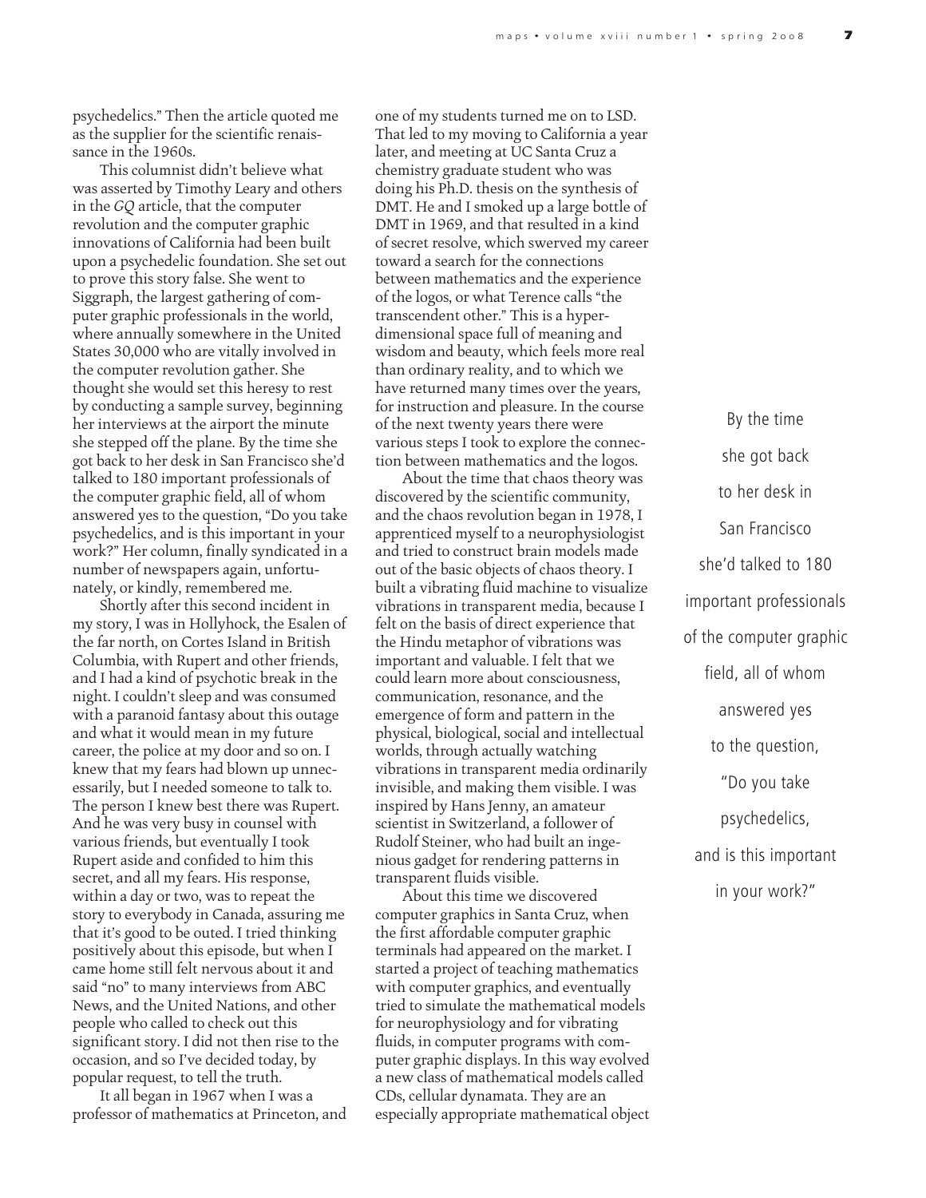psychedelics." Then the article quoted me as the supplier for the scientific renaissance in the 1960s.

This columnist didn't believe what was asserted by Timothy Leary and others in the *GQ* article, that the computer revolution and the computer graphic innovations of California had been built upon a psychedelic foundation. She set out to prove this story false. She went to Siggraph, the largest gathering of computer graphic professionals in the world, where annually somewhere in the United States 30,000 who are vitally involved in the computer revolution gather. She thought she would set this heresy to rest by conducting a sample survey, beginning her interviews at the airport the minute she stepped off the plane. By the time she got back to her desk in San Francisco she'd talked to 180 important professionals of the computer graphic field, all of whom answered yes to the question, "Do you take psychedelics, and is this important in your work?" Her column, finally syndicated in a number of newspapers again, unfortunately, or kindly, remembered me.

Shortly after this second incident in my story, I was in Hollyhock, the Esalen of the far north, on Cortes Island in British Columbia, with Rupert and other friends, and I had a kind of psychotic break in the night. I couldn't sleep and was consumed with a paranoid fantasy about this outage and what it would mean in my future career, the police at my door and so on. I knew that my fears had blown up unnecessarily, but I needed someone to talk to. The person I knew best there was Rupert. And he was very busy in counsel with various friends, but eventually I took Rupert aside and confided to him this secret, and all my fears. His response, within a day or two, was to repeat the story to everybody in Canada, assuring me that it's good to be outed. I tried thinking positively about this episode, but when I came home still felt nervous about it and said "no" to many interviews from ABC News, and the United Nations, and other people who called to check out this significant story. I did not then rise to the occasion, and so I've decided today, by popular request, to tell the truth.

It all began in 1967 when I was a professor of mathematics at Princeton, and one of my students turned me on to LSD. That led to my moving to California a year later, and meeting at UC Santa Cruz a chemistry graduate student who was doing his Ph.D. thesis on the synthesis of DMT. He and I smoked up a large bottle of DMT in 1969, and that resulted in a kind of secret resolve, which swerved my career toward a search for the connections between mathematics and the experience of the logos, or what Terence calls "the transcendent other." This is a hyperdimensional space full of meaning and wisdom and beauty, which feels more real than ordinary reality, and to which we have returned many times over the years, for instruction and pleasure. In the course of the next twenty years there were various steps I took to explore the connection between mathematics and the logos.

About the time that chaos theory was discovered by the scientific community, and the chaos revolution began in 1978, I apprenticed myself to a neurophysiologist and tried to construct brain models made out of the basic objects of chaos theory. I built a vibrating fluid machine to visualize vibrations in transparent media, because I felt on the basis of direct experience that the Hindu metaphor of vibrations was important and valuable. I felt that we could learn more about consciousness, communication, resonance, and the emergence of form and pattern in the physical, biological, social and intellectual worlds, through actually watching vibrations in transparent media ordinarily invisible, and making them visible. I was inspired by Hans Jenny, an amateur scientist in Switzerland, a follower of Rudolf Steiner, who had built an ingenious gadget for rendering patterns in transparent fluids visible.

About this time we discovered computer graphics in Santa Cruz, when the first affordable computer graphic terminals had appeared on the market. I started a project of teaching mathematics with computer graphics, and eventually tried to simulate the mathematical models for neurophysiology and for vibrating fluids, in computer programs with computer graphic displays. In this way evolved a new class of mathematical models called CDs, cellular dynamata. They are an especially appropriate mathematical object

> By the time she got back to her desk in San Francisco she'd talked to 180 important professionals of the computer graphic field, all of whom answered yes to the question, "Do you take psychedelics, and is this important in your work?"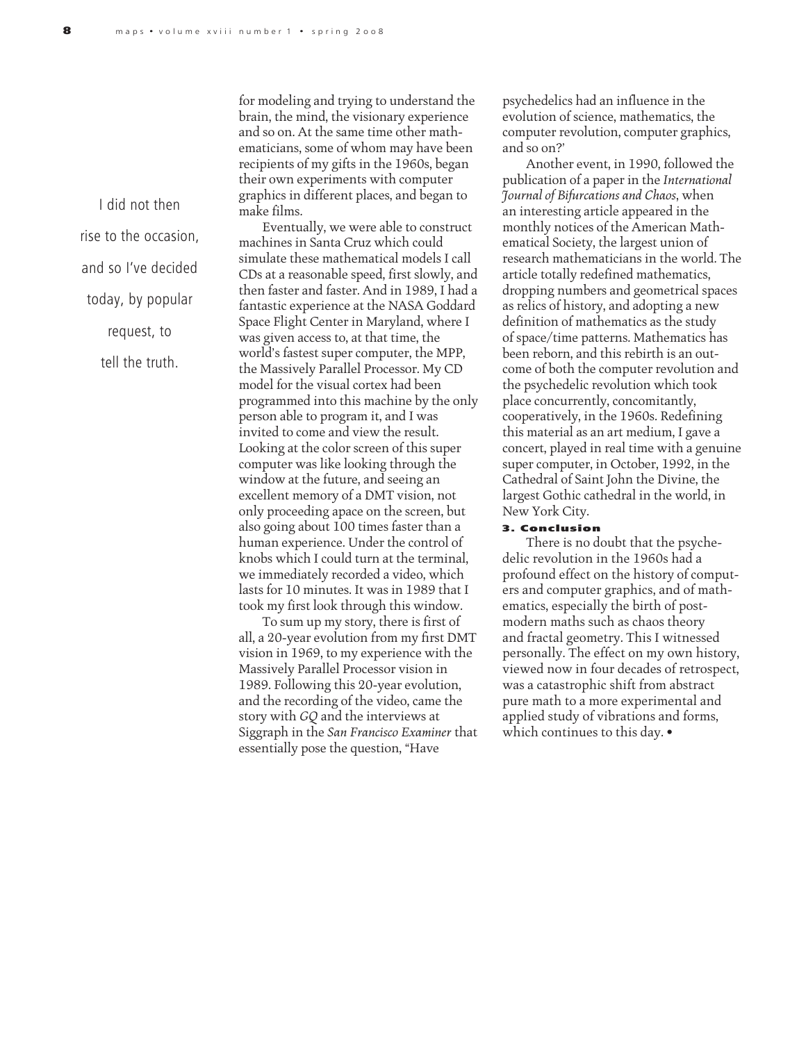for modeling and trying to understand the brain, the mind, the visionary experience and so on. At the same time other mathematicians, some of whom may have been recipients of my gifts in the 1960s, began their own experiments with computer graphics in different places, and began to make films.

Eventually, we were able to construct machines in Santa Cruz which could simulate these mathematical models I call CDs at a reasonable speed, first slowly, and then faster and faster. And in 1989, I had a fantastic experience at the NASA Goddard Space Flight Center in Maryland, where I was given access to, at that time, the world's fastest super computer, the MPP, the Massively Parallel Processor. My CD model for the visual cortex had been programmed into this machine by the only person able to program it, and I was invited to come and view the result. Looking at the color screen of this super computer was like looking through the window at the future, and seeing an excellent memory of a DMT vision, not only proceeding apace on the screen, but also going about 100 times faster than a human experience. Under the control of knobs which I could turn at the terminal, we immediately recorded a video, which lasts for 10 minutes. It was in 1989 that I took my first look through this window.

I did not then rise to the occasion, and so I've decided today, by popular request, to tell the truth.

To sum up my story, there is first of all, a 20-year evolution from my first DMT vision in 1969, to my experience with the Massively Parallel Processor vision in 1989. Following this 20-year evolution, and the recording of the video, came the story with *GQ* and the interviews at Siggraph in the *San Francisco Examiner* that essentially pose the question, "Have psychedelics had an influence in the evolution of science, mathematics, the computer revolution, computer graphics, and so on?'

Another event, in 1990, followed the publication of a paper in the *International Journal of Bifurcations and Chaos*, when an interesting article appeared in the monthly notices of the American Mathematical Society, the largest union of research mathematicians in the world. The article totally redefined mathematics, dropping numbers and geometrical spaces as relics of history, and adopting a new definition of mathematics as the study of space/time patterns. Mathematics has been reborn, and this rebirth is an outcome of both the computer revolution and the psychedelic revolution which took place concurrently, concomitantly, cooperatively, in the 1960s. Redefining this material as an art medium, I gave a concert, played in real time with a genuine super computer, in October, 1992, in the Cathedral of Saint John the Divine, the largest Gothic cathedral in the world, in New York City.

### 3. Conclusion

There is no doubt that the psychedelic revolution in the 1960s had a profound effect on the history of computers and computer graphics, and of mathematics, especially the birth of postmodern maths such as chaos theory and fractal geometry. This I witnessed personally. The effect on my own history, viewed now in four decades of retrospect, was a catastrophic shift from abstract pure math to a more experimental and applied study of vibrations and forms, which continues to this day. •